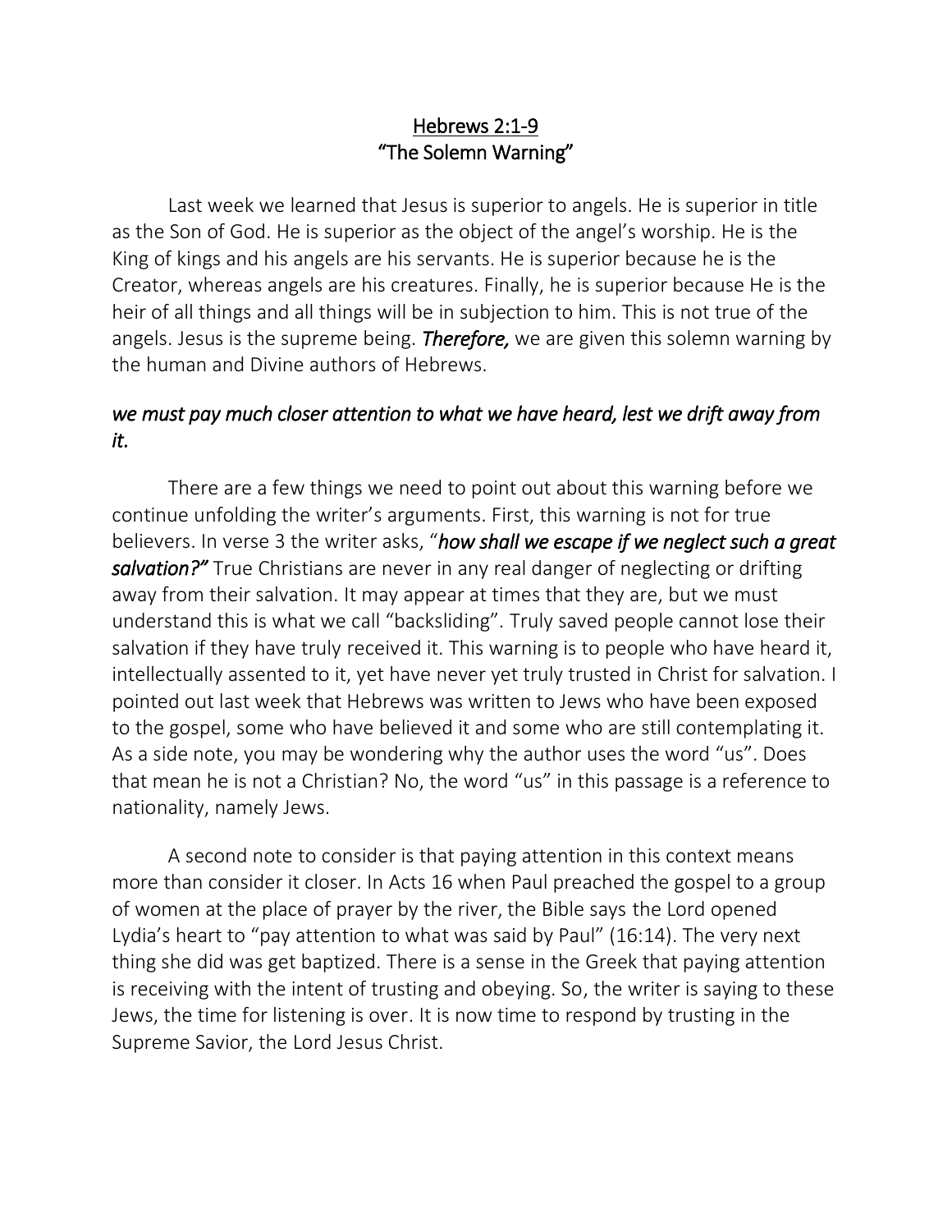# Hebrews 2:1-9
## "The Solemn Warning"

Last week we learned that Jesus is superior to angels. He is superior in title as the Son of God. He is superior as the object of the angel's worship. He is the King of kings and his angels are his servants. He is superior because he is the Creator, whereas angels are his creatures. Finally, he is superior because He is the heir of all things and all things will be in subjection to him. This is not true of the angels. Jesus is the supreme being. ***Therefore,*** we are given this solemn warning by the human and Divine authors of Hebrews.

### *we must pay much closer attention to what we have heard, lest we drift away from it.*

There are a few things we need to point out about this warning before we continue unfolding the writer's arguments. First, this warning is not for true believers. In verse 3 the writer asks, "***how shall we escape if we neglect such a great salvation?"*** True Christians are never in any real danger of neglecting or drifting away from their salvation. It may appear at times that they are, but we must understand this is what we call "backsliding". Truly saved people cannot lose their salvation if they have truly received it. This warning is to people who have heard it, intellectually assented to it, yet have never yet truly trusted in Christ for salvation. I pointed out last week that Hebrews was written to Jews who have been exposed to the gospel, some who have believed it and some who are still contemplating it. As a side note, you may be wondering why the author uses the word "us". Does that mean he is not a Christian? No, the word "us" in this passage is a reference to nationality, namely Jews.

A second note to consider is that paying attention in this context means more than consider it closer. In Acts 16 when Paul preached the gospel to a group of women at the place of prayer by the river, the Bible says the Lord opened Lydia's heart to "pay attention to what was said by Paul" (16:14). The very next thing she did was get baptized. There is a sense in the Greek that paying attention is receiving with the intent of trusting and obeying. So, the writer is saying to these Jews, the time for listening is over. It is now time to respond by trusting in the Supreme Savior, the Lord Jesus Christ.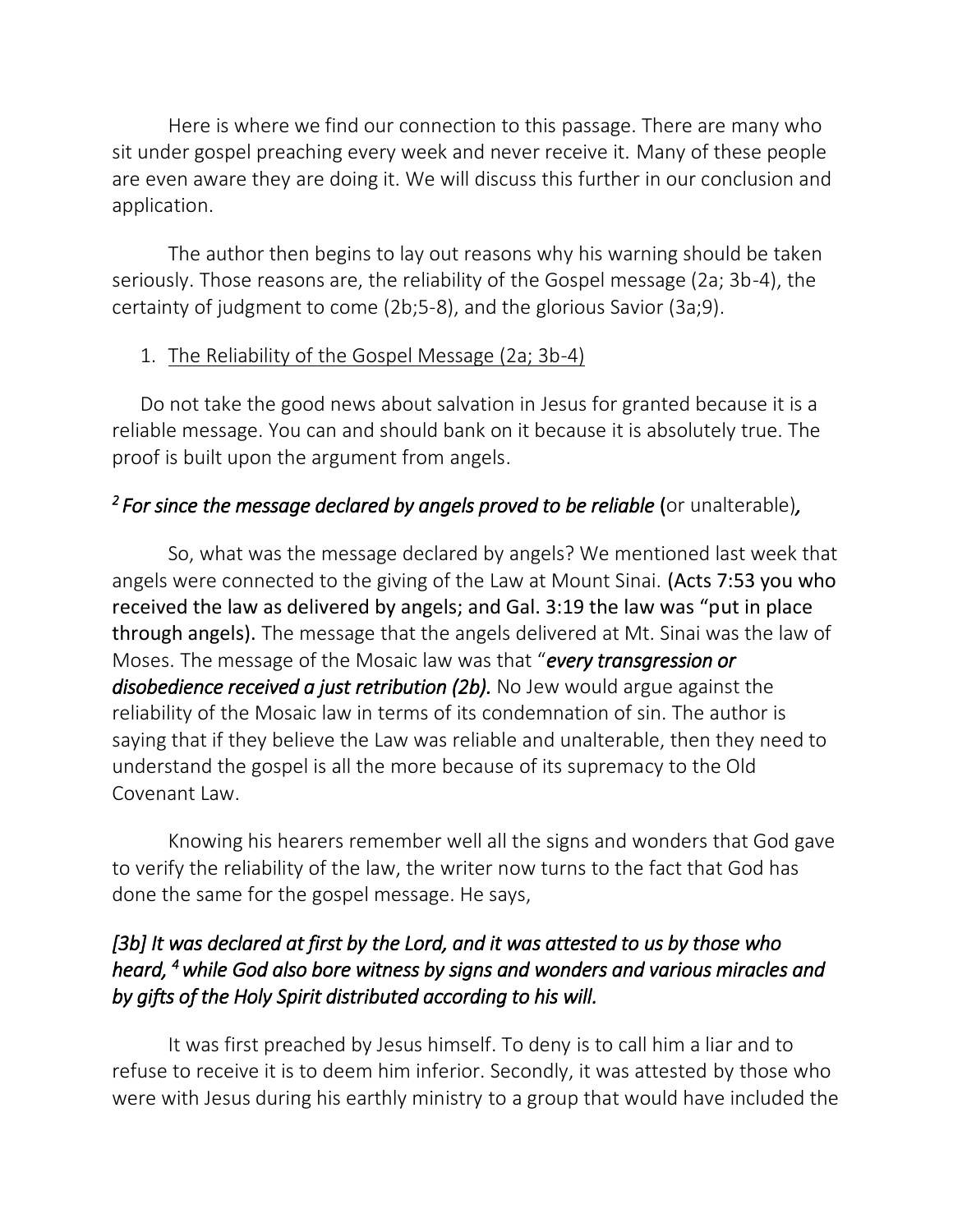Here is where we find our connection to this passage. There are many who sit under gospel preaching every week and never receive it. Many of these people are even aware they are doing it. We will discuss this further in our conclusion and application.

The author then begins to lay out reasons why his warning should be taken seriously. Those reasons are, the reliability of the Gospel message (2a; 3b-4), the certainty of judgment to come (2b;5-8), and the glorious Savior (3a;9).

1. The Reliability of the Gospel Message (2a; 3b-4)

Do not take the good news about salvation in Jesus for granted because it is a reliable message. You can and should bank on it because it is absolutely true. The proof is built upon the argument from angels.

***[2] For since the message declared by angels proved to be reliable*** (or unalterable)*,*

So, what was the message declared by angels? We mentioned last week that angels were connected to the giving of the Law at Mount Sinai. **(Acts 7:53 you who received the law as delivered by angels; and Gal. 3:19 the law was "put in place through angels).** The message that the angels delivered at Mt. Sinai was the law of Moses. The message of the Mosaic law was that "***every transgression or disobedience received a just retribution (2b).*** No Jew would argue against the reliability of the Mosaic law in terms of its condemnation of sin. The author is saying that if they believe the Law was reliable and unalterable, then they need to understand the gospel is all the more because of its supremacy to the Old Covenant Law.

Knowing his hearers remember well all the signs and wonders that God gave to verify the reliability of the law, the writer now turns to the fact that God has done the same for the gospel message. He says,

***[3b] It was declared at first by the Lord, and it was attested to us by those who heard, [4] while God also bore witness by signs and wonders and various miracles and by gifts of the Holy Spirit distributed according to his will.***

It was first preached by Jesus himself. To deny is to call him a liar and to refuse to receive it is to deem him inferior. Secondly, it was attested by those who were with Jesus during his earthly ministry to a group that would have included the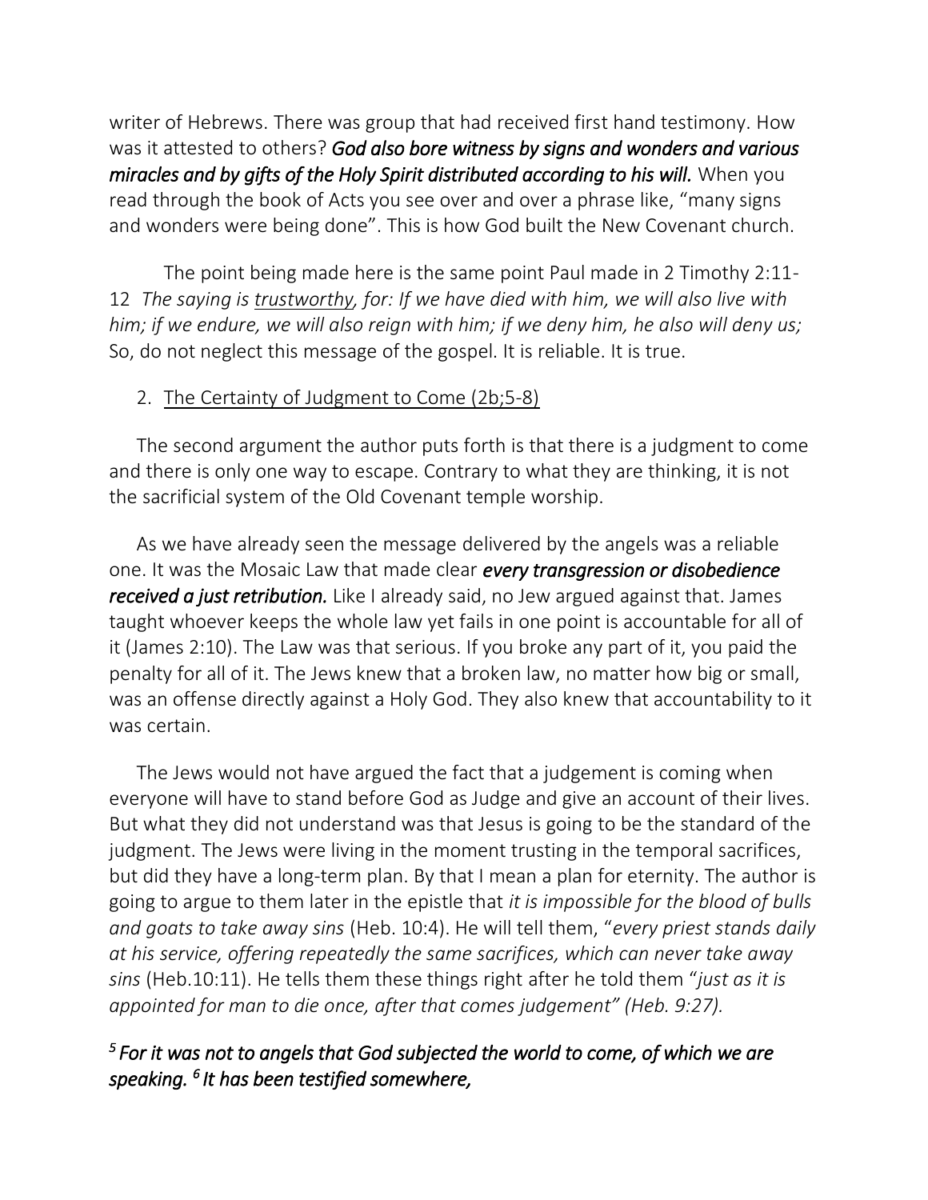writer of Hebrews. There was group that had received first hand testimony. How was it attested to others? ***God also bore witness by signs and wonders and various miracles and by gifts of the Holy Spirit distributed according to his will.*** When you read through the book of Acts you see over and over a phrase like, "many signs and wonders were being done". This is how God built the New Covenant church.

The point being made here is the same point Paul made in 2 Timothy 2:11-12 *The saying is <u>trustworthy</u>, for: If we have died with him, we will also live with him; if we endure, we will also reign with him; if we deny him, he also will deny us;* So, do not neglect this message of the gospel. It is reliable. It is true.

2. <u>The Certainty of Judgment to Come (2b;5-8)</u>

The second argument the author puts forth is that there is a judgment to come and there is only one way to escape. Contrary to what they are thinking, it is not the sacrificial system of the Old Covenant temple worship.

As we have already seen the message delivered by the angels was a reliable one. It was the Mosaic Law that made clear ***every transgression or disobedience received a just retribution.*** Like I already said, no Jew argued against that. James taught whoever keeps the whole law yet fails in one point is accountable for all of it (James 2:10). The Law was that serious. If you broke any part of it, you paid the penalty for all of it. The Jews knew that a broken law, no matter how big or small, was an offense directly against a Holy God. They also knew that accountability to it was certain.

The Jews would not have argued the fact that a judgement is coming when everyone will have to stand before God as Judge and give an account of their lives. But what they did not understand was that Jesus is going to be the standard of the judgment. The Jews were living in the moment trusting in the temporal sacrifices, but did they have a long-term plan. By that I mean a plan for eternity. The author is going to argue to them later in the epistle that *it is impossible for the blood of bulls and goats to take away sins* (Heb. 10:4). He will tell them, "*every priest stands daily at his service, offering repeatedly the same sacrifices, which can never take away sins* (Heb.10:11). He tells them these things right after he told them "*just as it is appointed for man to die once, after that comes judgement" (Heb. 9:27).*

***[5] For it was not to angels that God subjected the world to come, of which we are speaking. [6] It has been testified somewhere,***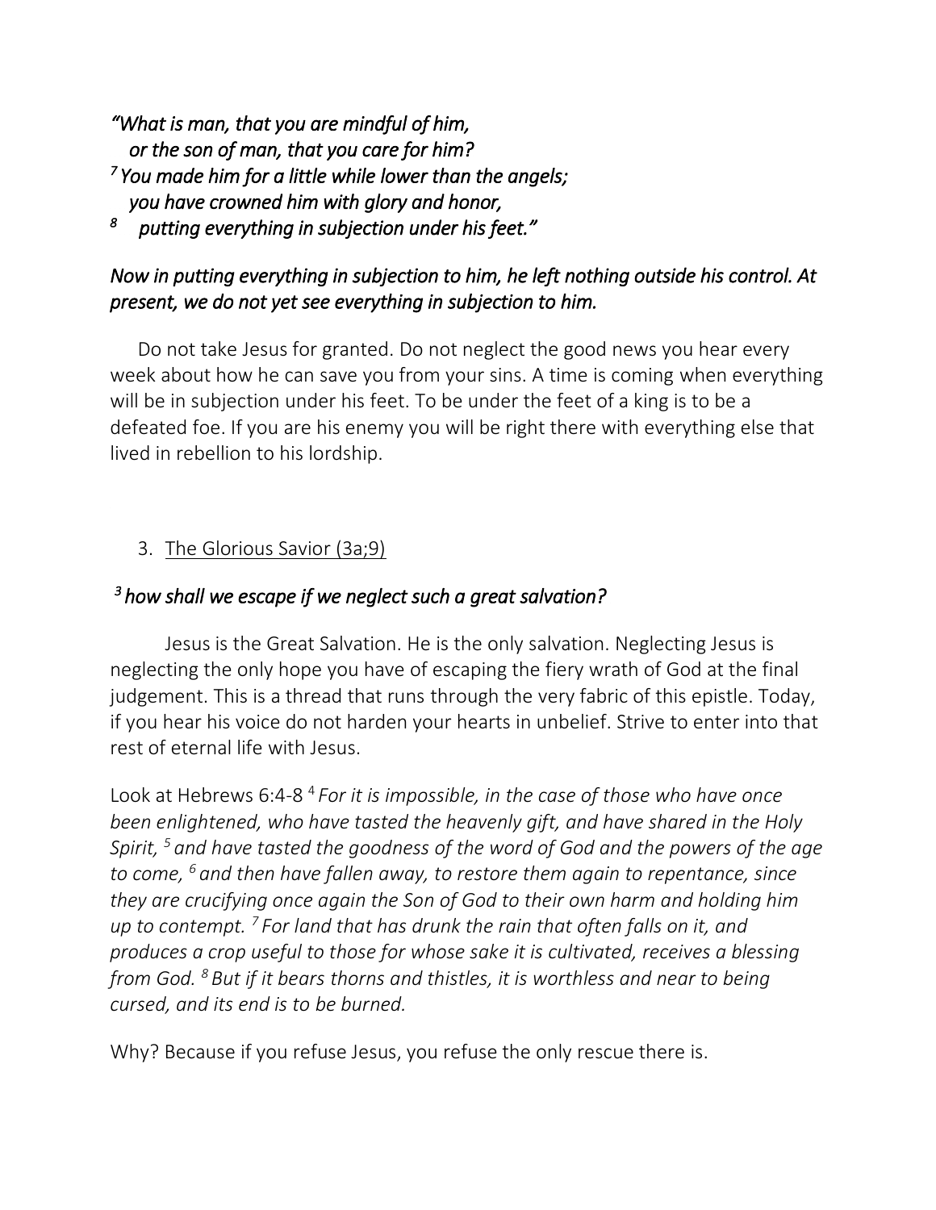*"What is man, that you are mindful of him,*
*or the son of man, that you care for him?*
*[7] You made him for a little while lower than the angels;*
*you have crowned him with glory and honor,*
*[8] putting everything in subjection under his feet."*

*Now in putting everything in subjection to him, he left nothing outside his control. At present, we do not yet see everything in subjection to him.*

Do not take Jesus for granted. Do not neglect the good news you hear every week about how he can save you from your sins. A time is coming when everything will be in subjection under his feet. To be under the feet of a king is to be a defeated foe. If you are his enemy you will be right there with everything else that lived in rebellion to his lordship.

3. <u>The Glorious Savior (3a;9)</u>

*[3] how shall we escape if we neglect such a great salvation?*

Jesus is the Great Salvation. He is the only salvation. Neglecting Jesus is neglecting the only hope you have of escaping the fiery wrath of God at the final judgement. This is a thread that runs through the very fabric of this epistle. Today, if you hear his voice do not harden your hearts in unbelief. Strive to enter into that rest of eternal life with Jesus.

Look at Hebrews 6:4-8 [4] *For it is impossible, in the case of those who have once been enlightened, who have tasted the heavenly gift, and have shared in the Holy Spirit, [5] and have tasted the goodness of the word of God and the powers of the age to come, [6] and then have fallen away, to restore them again to repentance, since they are crucifying once again the Son of God to their own harm and holding him up to contempt. [7] For land that has drunk the rain that often falls on it, and produces a crop useful to those for whose sake it is cultivated, receives a blessing from God. [8] But if it bears thorns and thistles, it is worthless and near to being cursed, and its end is to be burned.*

Why? Because if you refuse Jesus, you refuse the only rescue there is.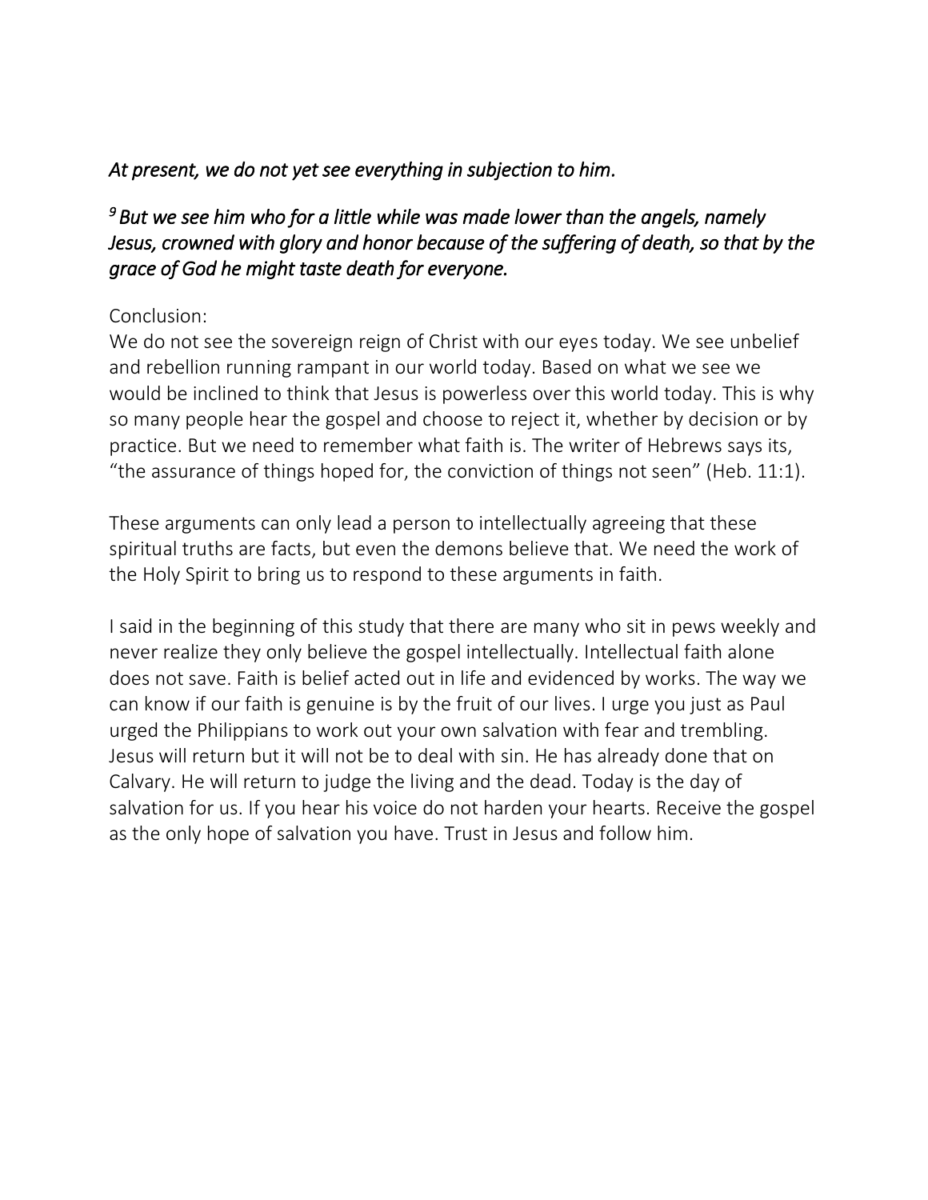*At present, we do not yet see everything in subjection to him.*

*[9] But we see him who for a little while was made lower than the angels, namely Jesus, crowned with glory and honor because of the suffering of death, so that by the grace of God he might taste death for everyone.*

Conclusion:
We do not see the sovereign reign of Christ with our eyes today. We see unbelief and rebellion running rampant in our world today. Based on what we see we would be inclined to think that Jesus is powerless over this world today. This is why so many people hear the gospel and choose to reject it, whether by decision or by practice. But we need to remember what faith is. The writer of Hebrews says its, "the assurance of things hoped for, the conviction of things not seen" (Heb. 11:1).

These arguments can only lead a person to intellectually agreeing that these spiritual truths are facts, but even the demons believe that. We need the work of the Holy Spirit to bring us to respond to these arguments in faith.

I said in the beginning of this study that there are many who sit in pews weekly and never realize they only believe the gospel intellectually. Intellectual faith alone does not save. Faith is belief acted out in life and evidenced by works. The way we can know if our faith is genuine is by the fruit of our lives. I urge you just as Paul urged the Philippians to work out your own salvation with fear and trembling. Jesus will return but it will not be to deal with sin. He has already done that on Calvary. He will return to judge the living and the dead. Today is the day of salvation for us. If you hear his voice do not harden your hearts. Receive the gospel as the only hope of salvation you have. Trust in Jesus and follow him.